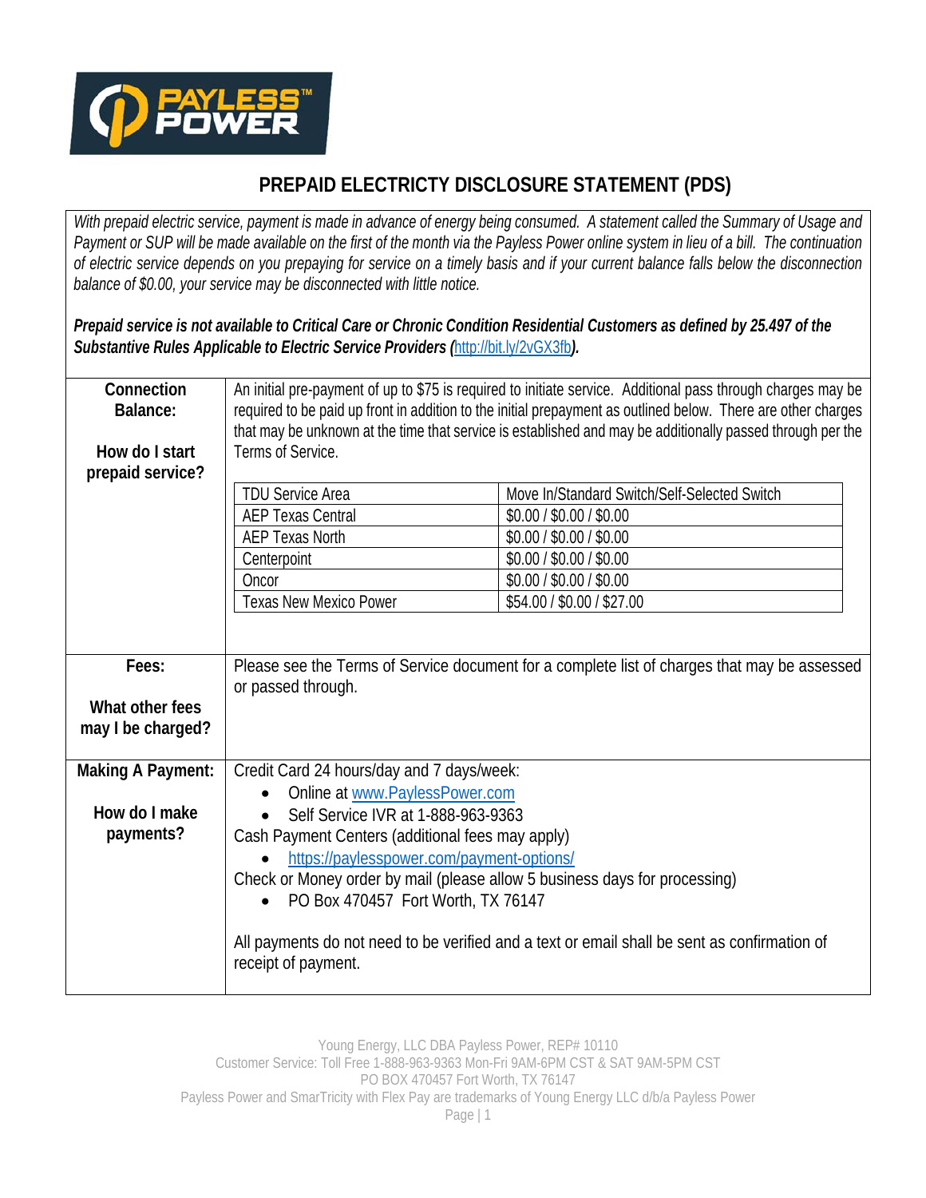# PREPAID ELECTRICTY DISCLOSURE STATEMENT (PDS)

*With prepaid electric service, payment is made in advance of energy being consumed. A statement called the Summary of Usage and Payment or SUP will be made available on the first of the month via the Payless Power online system in lieu of a bill. The continuation of electric service depends on you prepaying for service on a timely basis and if your current balance falls below the disconnection balance of $0.00, your service may be disconnected with little notice.*

***Prepaid service is not available to Critical Care or Chronic Condition Residential Customers as defined by 25.497 of the Substantive Rules Applicable to Electric Service Providers (http://bit.ly/2vGX3fb).***

| | |
|---|---|
| **Connection Balance:**<br><br>**How do I start prepaid service?** | An initial pre-payment of up to $75 is required to initiate service. Additional pass through charges may be required to be paid up front in addition to the initial prepayment as outlined below. There are other charges that may be unknown at the time that service is established and may be additionally passed through per the Terms of Service. |
| **Fees:**<br><br>**What other fees may I be charged?** | Please see the Terms of Service document for a complete list of charges that may be assessed or passed through. |
| **Making A Payment:**<br><br>**How do I make payments?** | Credit Card 24 hours/day and 7 days/week:<br>• Online at www.PaylessPower.com<br>• Self Service IVR at 1-888-963-9363<br>Cash Payment Centers (additional fees may apply)<br>• https://paylesspower.com/payment-options/<br>Check or Money order by mail (please allow 5 business days for processing)<br>• PO Box 470457 Fort Worth, TX 76147<br><br>All payments do not need to be verified and a text or email shall be sent as confirmation of receipt of payment. |

| TDU Service Area | Move In/Standard Switch/Self-Selected Switch |
|---|---|
| AEP Texas Central | $0.00 / $0.00 / $0.00 |
| AEP Texas North | $0.00 / $0.00 / $0.00 |
| Centerpoint | $0.00 / $0.00 / $0.00 |
| Oncor | $0.00 / $0.00 / $0.00 |
| Texas New Mexico Power | $54.00 / $0.00 / $27.00 |

Young Energy, LLC DBA Payless Power, REP# 10110
Customer Service: Toll Free 1-888-963-9363 Mon-Fri 9AM-6PM CST & SAT 9AM-5PM CST
PO BOX 470457 Fort Worth, TX 76147
Payless Power and SmarTricity with Flex Pay are trademarks of Young Energy LLC d/b/a Payless Power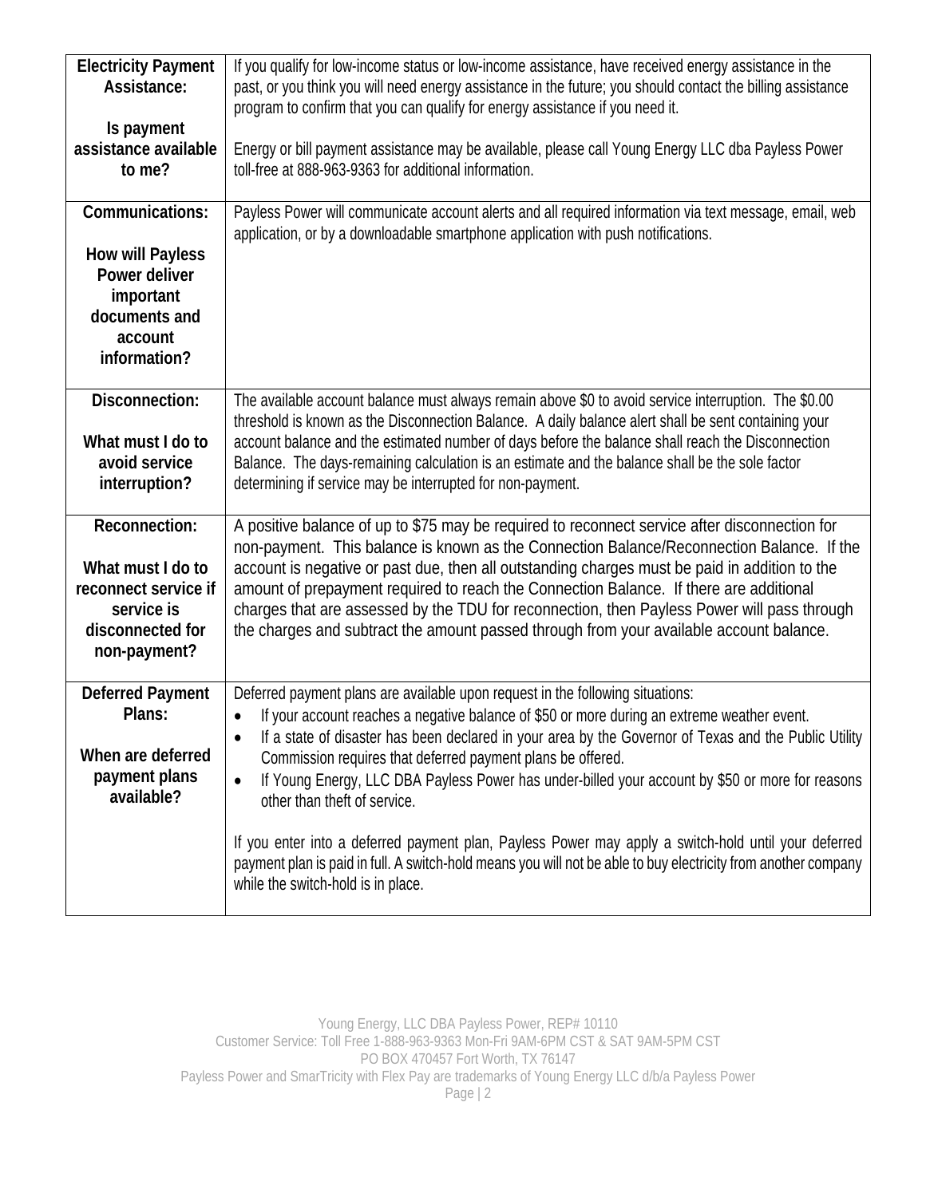| | |
|---|---|
| **Electricity Payment Assistance:**<br><br>**Is payment assistance available to me?** | If you qualify for low-income status or low-income assistance, have received energy assistance in the past, or you think you will need energy assistance in the future; you should contact the billing assistance program to confirm that you can qualify for energy assistance if you need it.<br><br>Energy or bill payment assistance may be available, please call Young Energy LLC dba Payless Power toll-free at 888-963-9363 for additional information. |
| **Communications:**<br><br>**How will Payless Power deliver important documents and account information?** | Payless Power will communicate account alerts and all required information via text message, email, web application, or by a downloadable smartphone application with push notifications. |
| **Disconnection:**<br><br>**What must I do to avoid service interruption?** | The available account balance must always remain above $0 to avoid service interruption. The $0.00 threshold is known as the Disconnection Balance. A daily balance alert shall be sent containing your account balance and the estimated number of days before the balance shall reach the Disconnection Balance. The days-remaining calculation is an estimate and the balance shall be the sole factor determining if service may be interrupted for non-payment. |
| **Reconnection:**<br><br>**What must I do to reconnect service if service is disconnected for non-payment?** | A positive balance of up to $75 may be required to reconnect service after disconnection for non-payment. This balance is known as the Connection Balance/Reconnection Balance. If the account is negative or past due, then all outstanding charges must be paid in addition to the amount of prepayment required to reach the Connection Balance. If there are additional charges that are assessed by the TDU for reconnection, then Payless Power will pass through the charges and subtract the amount passed through from your available account balance. |
| **Deferred Payment Plans:**<br><br>**When are deferred payment plans available?** | Deferred payment plans are available upon request in the following situations:<br>• If your account reaches a negative balance of $50 or more during an extreme weather event.<br>• If a state of disaster has been declared in your area by the Governor of Texas and the Public Utility Commission requires that deferred payment plans be offered.<br>• If Young Energy, LLC DBA Payless Power has under-billed your account by $50 or more for reasons other than theft of service.<br><br>If you enter into a deferred payment plan, Payless Power may apply a switch-hold until your deferred payment plan is paid in full. A switch-hold means you will not be able to buy electricity from another company while the switch-hold is in place. |

Young Energy, LLC DBA Payless Power, REP# 10110
Customer Service: Toll Free 1-888-963-9363 Mon-Fri 9AM-6PM CST & SAT 9AM-5PM CST
PO BOX 470457 Fort Worth, TX 76147
Payless Power and SmarTricity with Flex Pay are trademarks of Young Energy LLC d/b/a Payless Power